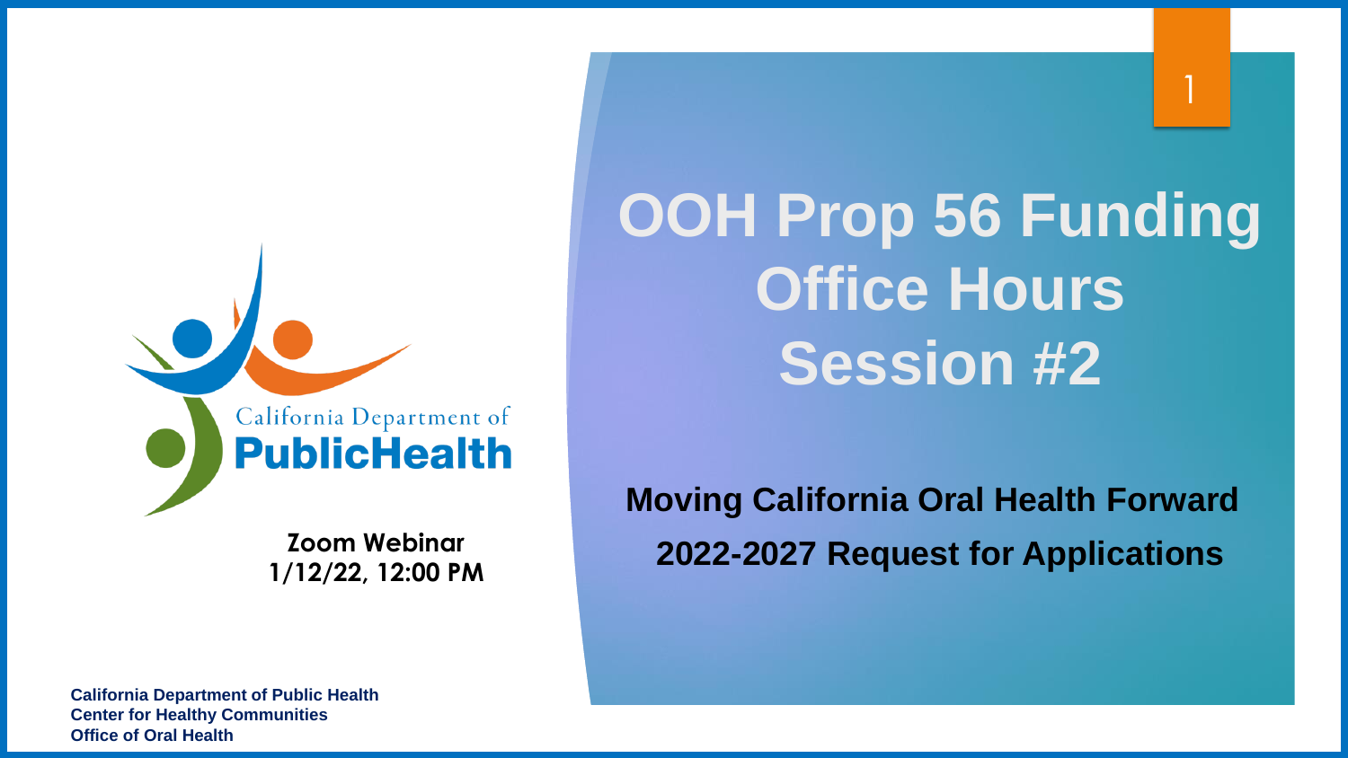# OOH Prop 56 Funding Office Hours Session #2

**Moving California Oral Health Forward**

**2022-2027 Request for Applications**

California Department of Public Health

**Zoom Webinar**
**1/12/22, 12:00 PM**

**California Department of Public Health**
**Center for Healthy Communities**
**Office of Oral Health**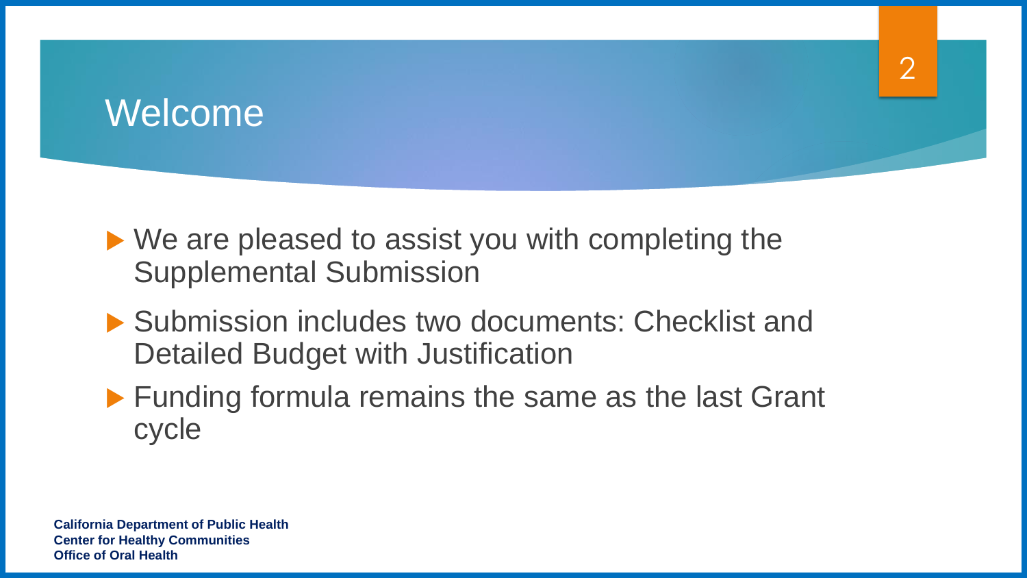# Welcome

- We are pleased to assist you with completing the Supplemental Submission
- Submission includes two documents: Checklist and Detailed Budget with Justification
- Funding formula remains the same as the last Grant cycle

**California Department of Public Health**
**Center for Healthy Communities**
**Office of Oral Health**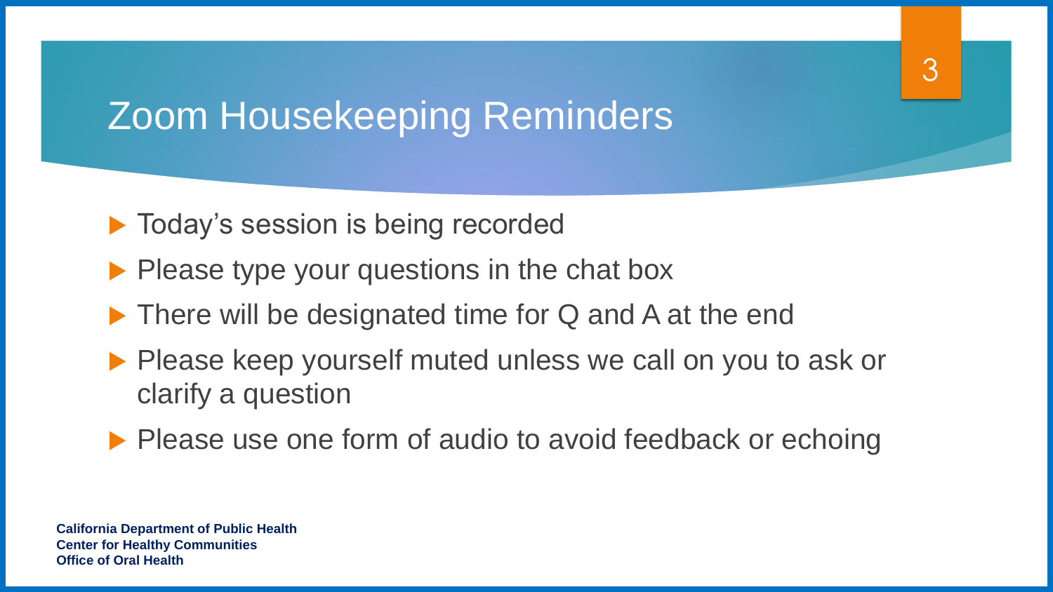# Zoom Housekeeping Reminders

- Today's session is being recorded
- Please type your questions in the chat box
- There will be designated time for Q and A at the end
- Please keep yourself muted unless we call on you to ask or clarify a question
- Please use one form of audio to avoid feedback or echoing

**California Department of Public Health**
**Center for Healthy Communities**
**Office of Oral Health**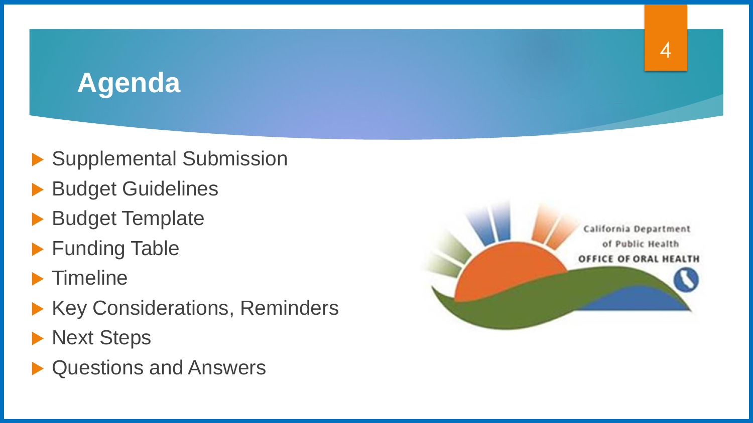# Agenda

- Supplemental Submission
- Budget Guidelines
- Budget Template
- Funding Table
- Timeline
- Key Considerations, Reminders
- Next Steps
- Questions and Answers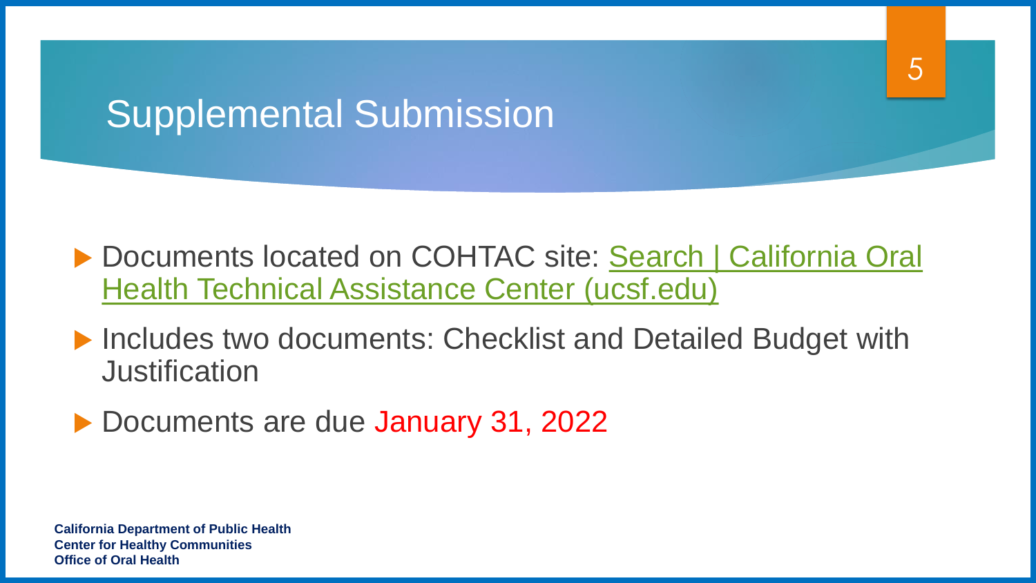# Supplemental Submission

- Documents located on COHTAC site: Search | California Oral Health Technical Assistance Center (ucsf.edu)
- Includes two documents: Checklist and Detailed Budget with Justification
- Documents are due January 31, 2022

**California Department of Public Health**
**Center for Healthy Communities**
**Office of Oral Health**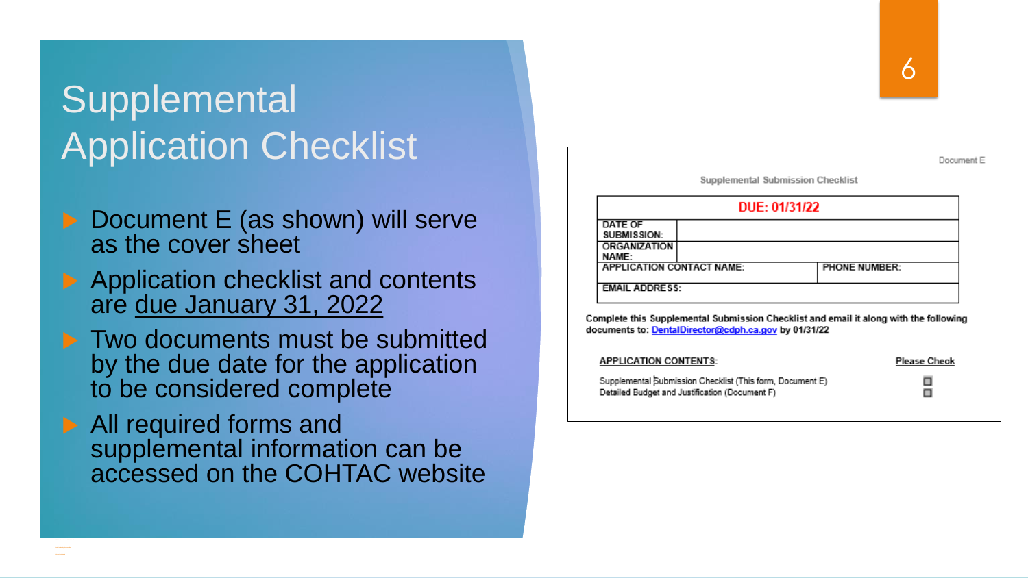# Supplemental Application Checklist

- Document E (as shown) will serve as the cover sheet
- Application checklist and contents are due January 31, 2022
- Two documents must be submitted by the due date for the application to be considered complete
- All required forms and supplemental information can be accessed on the COHTAC website

Document E

Supplemental Submission Checklist

| DUE: 01/31/22 | | |
|---|---|---|
| DATE OF SUBMISSION: | | |
| ORGANIZATION NAME: | | |
| APPLICATION CONTACT NAME: | | PHONE NUMBER: |
| EMAIL ADDRESS: | | |

Complete this Supplemental Submission Checklist and email it along with the following documents to: DentalDirector@cdph.ca.gov by 01/31/22

| APPLICATION CONTENTS: | Please Check |
|---|---|
| Supplemental Submission Checklist (This form, Document E) | ☐ |
| Detailed Budget and Justification (Document F) | ☐ |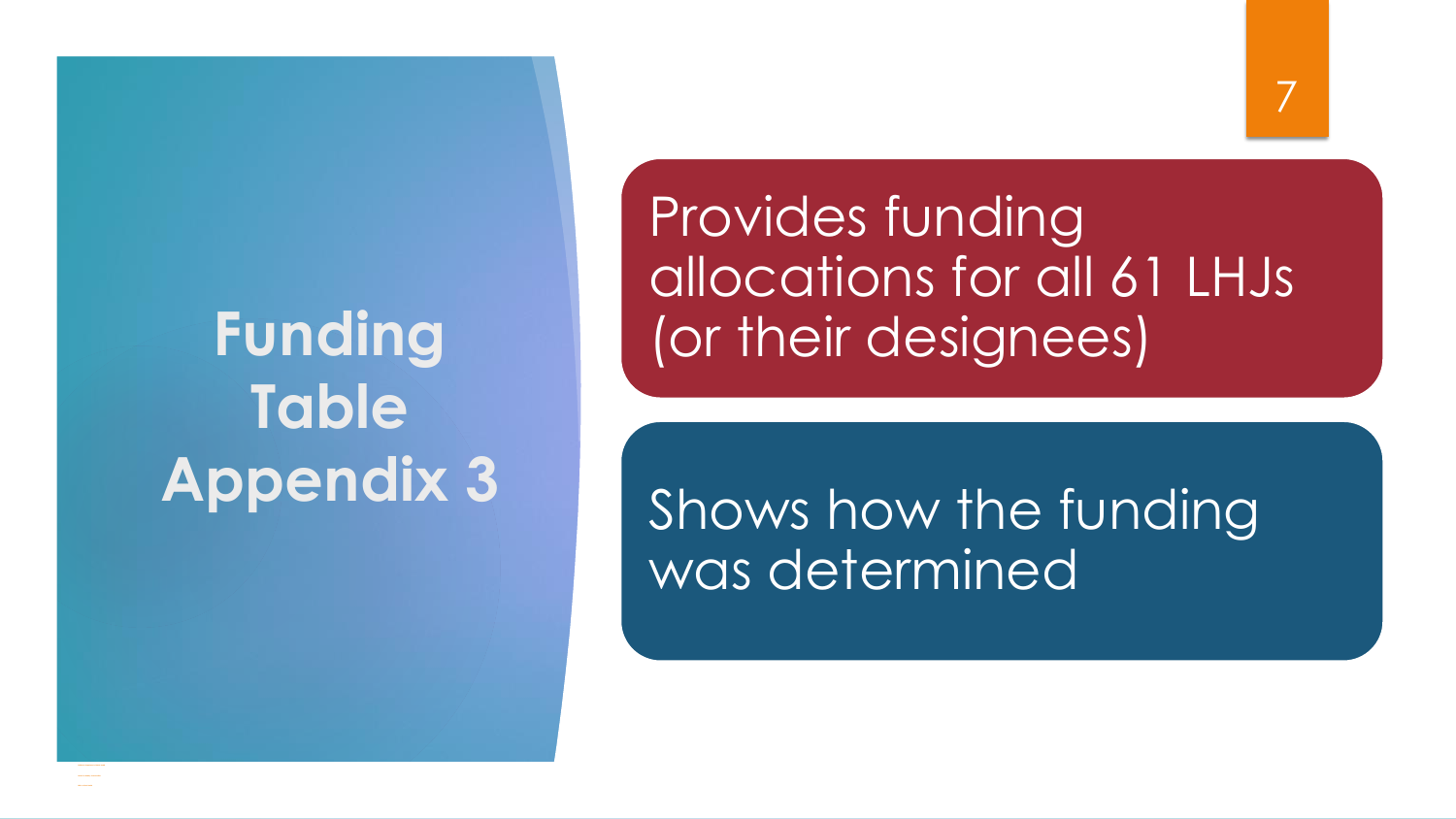# Funding Table Appendix 3

Provides funding allocations for all 61 LHJs (or their designees)

Shows how the funding was determined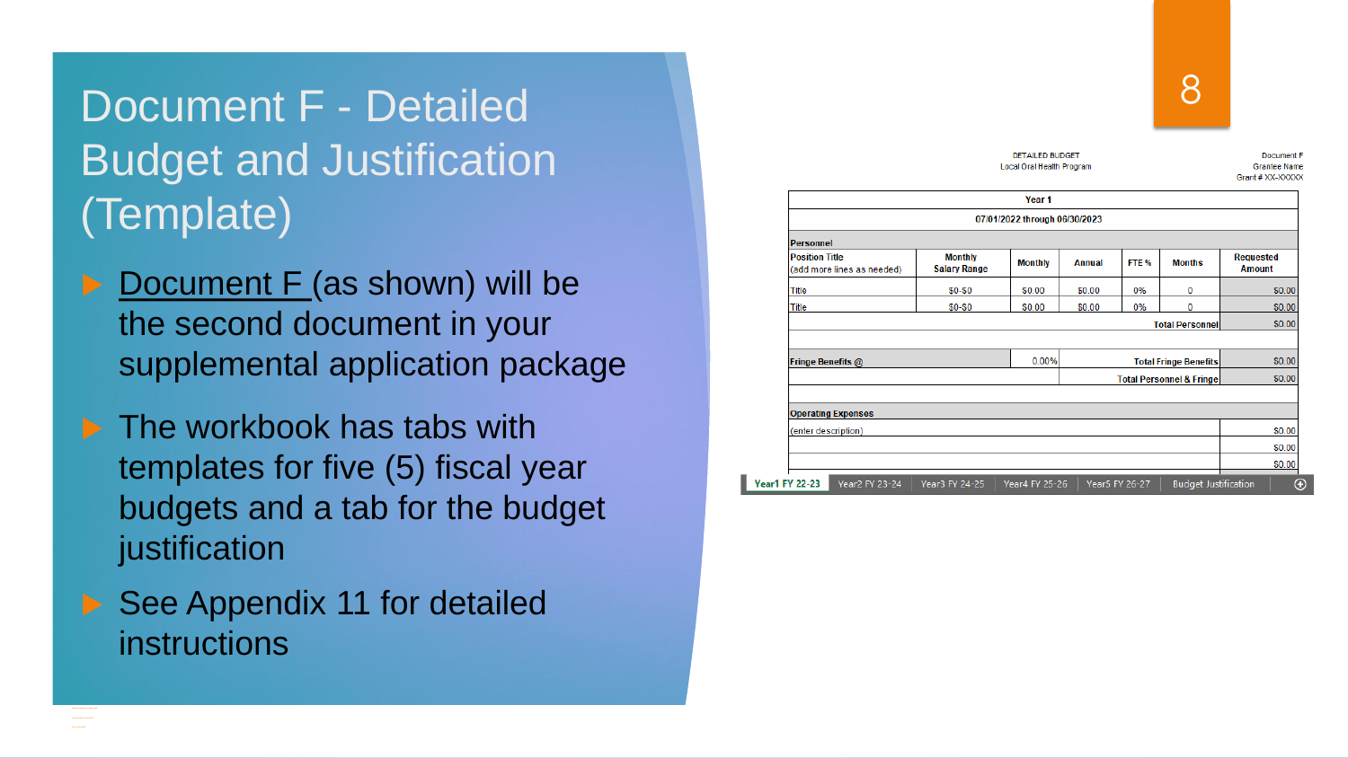# Document F - Detailed Budget and Justification (Template)

- Document F (as shown) will be the second document in your supplemental application package
- The workbook has tabs with templates for five (5) fiscal year budgets and a tab for the budget justification
- See Appendix 11 for detailed instructions

DETAILED BUDGET
Local Oral Health Program

Document F
Grantee Name
Grant # XX-XXXXX

| Year 1 | | | | | | |
|---|---|---|---|---|---|---|
| 07/01/2022 through 06/30/2023 | | | | | | |
| **Personnel** | | | | | | |
| Position Title (add more lines as needed) | Monthly Salary Range | Monthly | Annual | FTE % | Months | Requested Amount |
| Title | $0-$0 | $0.00 | $0.00 | 0% | 0 | $0.00 |
| Title | $0-$0 | $0.00 | $0.00 | 0% | 0 | $0.00 |
| | | | | | Total Personnel | $0.00 |
| | | | | | | |
| Fringe Benefits @ | | 0.00% | | | Total Fringe Benefits | $0.00 |
| | | | | | Total Personnel & Fringe | $0.00 |
| | | | | | | |
| **Operating Expenses** | | | | | | |
| (enter description) | | | | | | $0.00 |
| | | | | | | $0.00 |
| | | | | | | $0.00 |

Year1 FY 22-23 | Year2 FY 23-24 | Year3 FY 24-25 | Year4 FY 25-26 | Year5 FY 26-27 | Budget Justification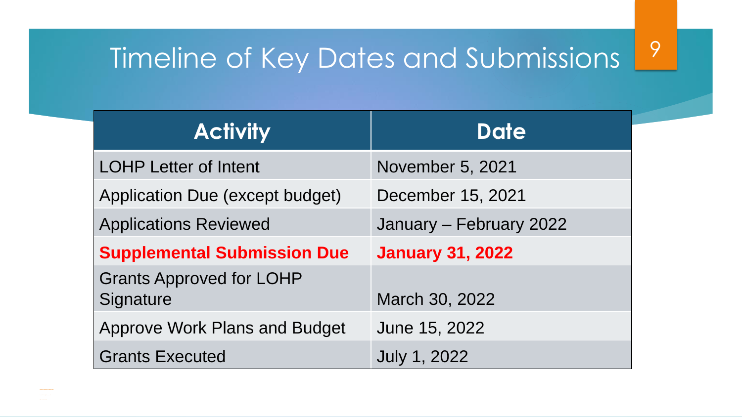# Timeline of Key Dates and Submissions

| Activity | Date |
| --- | --- |
| LOHP Letter of Intent | November 5, 2021 |
| Application Due (except budget) | December 15, 2021 |
| Applications Reviewed | January – February 2022 |
| **Supplemental Submission Due** | **January 31, 2022** |
| Grants Approved for LOHP Signature | March 30, 2022 |
| Approve Work Plans and Budget | June 15, 2022 |
| Grants Executed | July 1, 2022 |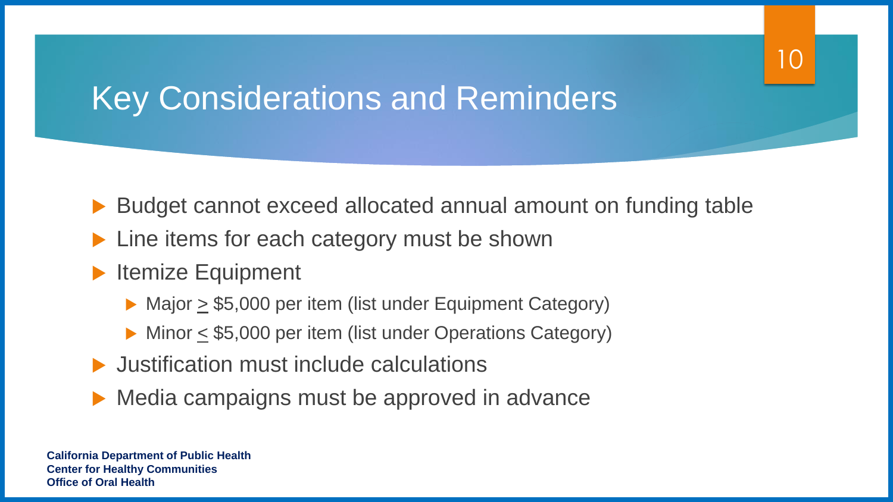# Key Considerations and Reminders

- Budget cannot exceed allocated annual amount on funding table
- Line items for each category must be shown
- Itemize Equipment
  - Major ≥ $5,000 per item (list under Equipment Category)
  - Minor ≤ $5,000 per item (list under Operations Category)
- Justification must include calculations
- Media campaigns must be approved in advance

**California Department of Public Health**
**Center for Healthy Communities**
**Office of Oral Health**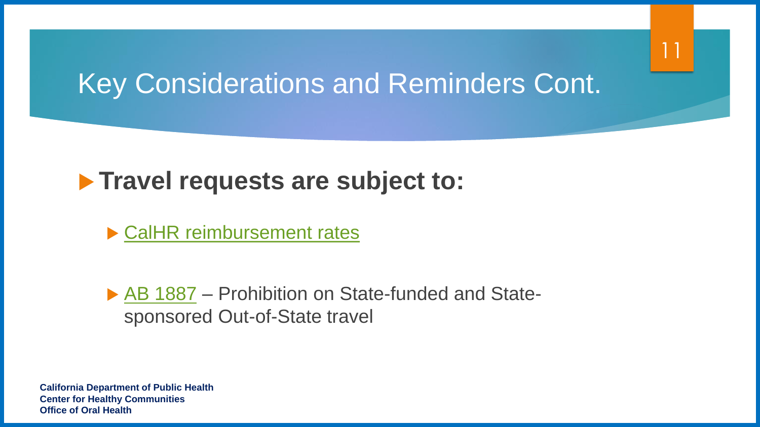# Key Considerations and Reminders Cont.

- **Travel requests are subject to:**
  - CalHR reimbursement rates
  - AB 1887 – Prohibition on State-funded and State-sponsored Out-of-State travel

**California Department of Public Health**
**Center for Healthy Communities**
**Office of Oral Health**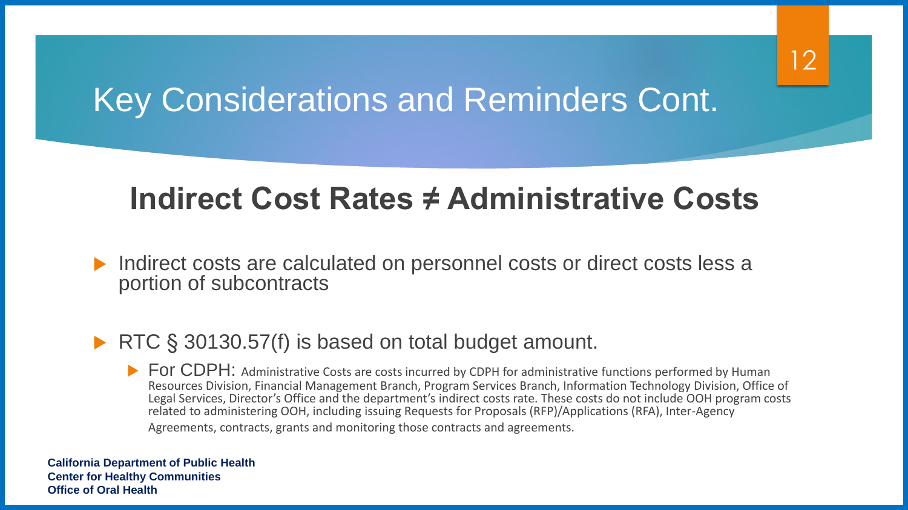# Key Considerations and Reminders Cont.

## Indirect Cost Rates ≠ Administrative Costs

- Indirect costs are calculated on personnel costs or direct costs less a portion of subcontracts
- RTC § 30130.57(f) is based on total budget amount.
  - For CDPH: Administrative Costs are costs incurred by CDPH for administrative functions performed by Human Resources Division, Financial Management Branch, Program Services Branch, Information Technology Division, Office of Legal Services, Director's Office and the department's indirect costs rate. These costs do not include OOH program costs related to administering OOH, including issuing Requests for Proposals (RFP)/Applications (RFA), Inter-Agency Agreements, contracts, grants and monitoring those contracts and agreements.

**California Department of Public Health**
**Center for Healthy Communities**
**Office of Oral Health**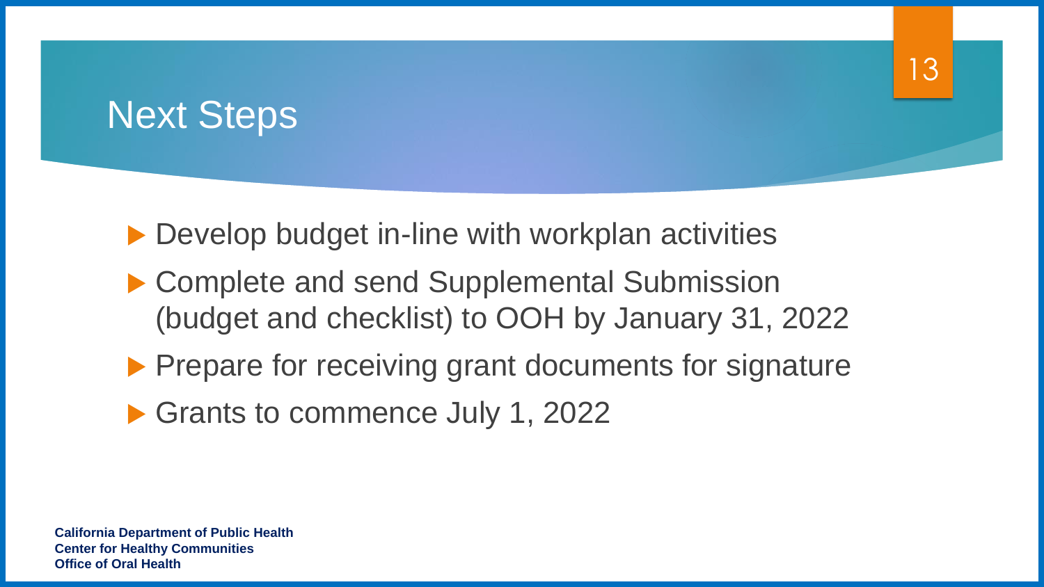# Next Steps

- Develop budget in-line with workplan activities
- Complete and send Supplemental Submission (budget and checklist) to OOH by January 31, 2022
- Prepare for receiving grant documents for signature
- Grants to commence July 1, 2022

**California Department of Public Health**
**Center for Healthy Communities**
**Office of Oral Health**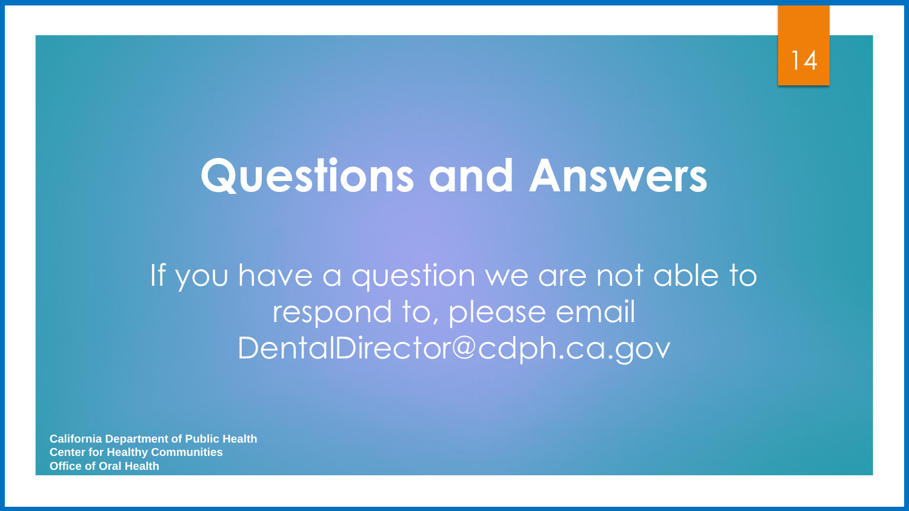# Questions and Answers

If you have a question we are not able to respond to, please email DentalDirector@cdph.ca.gov

**California Department of Public Health**
**Center for Healthy Communities**
**Office of Oral Health**